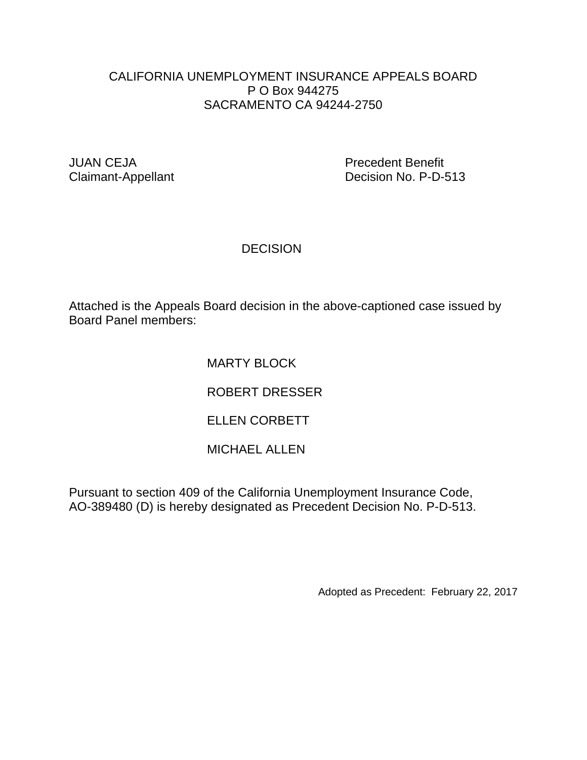CALIFORNIA UNEMPLOYMENT INSURANCE APPEALS BOARD
P O Box 944275
SACRAMENTO CA 94244-2750

JUAN CEJA
Claimant-Appellant

Precedent Benefit
Decision No. P-D-513

# DECISION

Attached is the Appeals Board decision in the above-captioned case issued by Board Panel members:

MARTY BLOCK

ROBERT DRESSER

ELLEN CORBETT

MICHAEL ALLEN

Pursuant to section 409 of the California Unemployment Insurance Code, AO-389480 (D) is hereby designated as Precedent Decision No. P-D-513.

Adopted as Precedent: February 22, 2017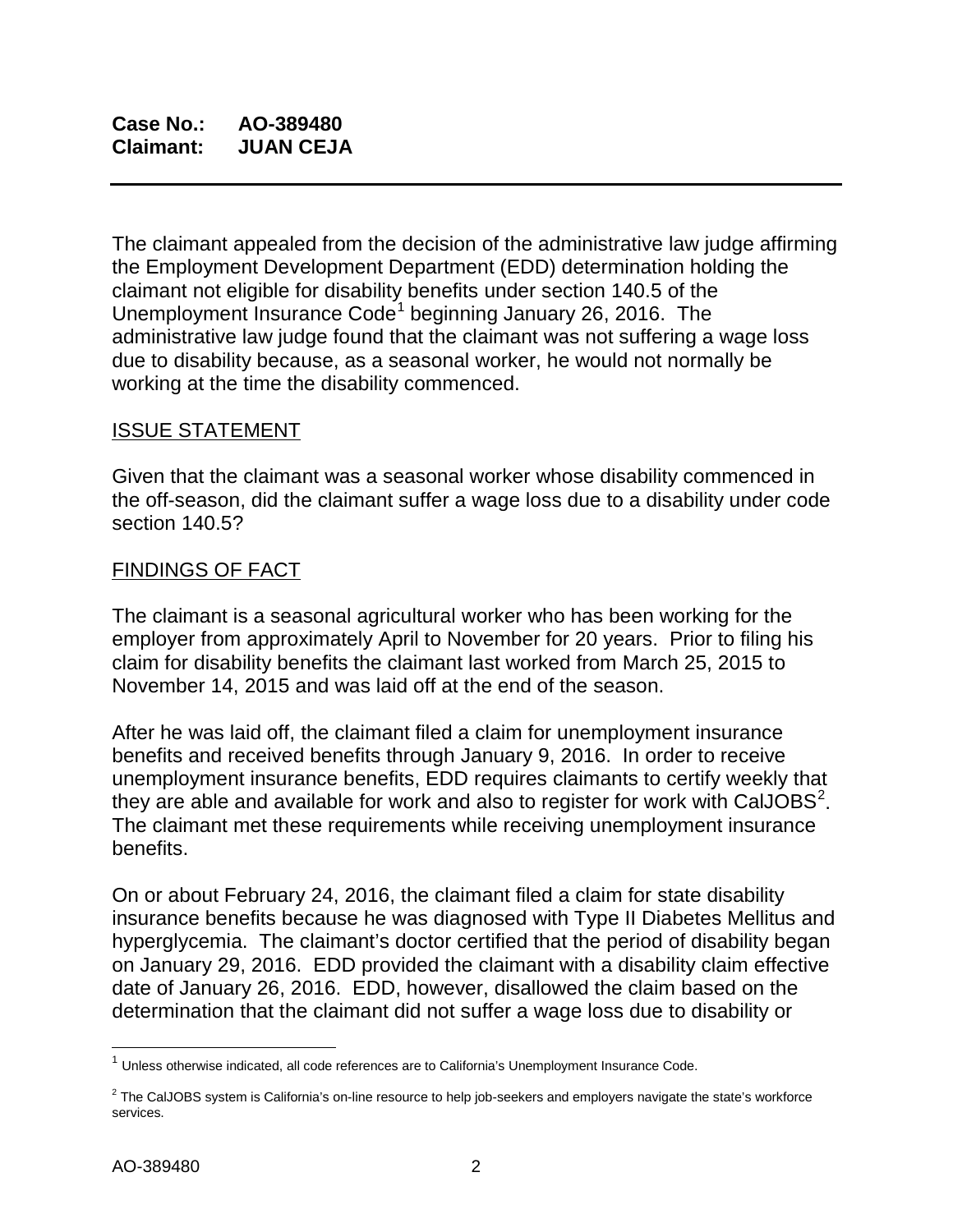**Case No.: AO-389480**
**Claimant: JUAN CEJA**

---

The claimant appealed from the decision of the administrative law judge affirming the Employment Development Department (EDD) determination holding the claimant not eligible for disability benefits under section 140.5 of the Unemployment Insurance Code[1] beginning January 26, 2016. The administrative law judge found that the claimant was not suffering a wage loss due to disability because, as a seasonal worker, he would not normally be working at the time the disability commenced.

## ISSUE STATEMENT

Given that the claimant was a seasonal worker whose disability commenced in the off-season, did the claimant suffer a wage loss due to a disability under code section 140.5?

## FINDINGS OF FACT

The claimant is a seasonal agricultural worker who has been working for the employer from approximately April to November for 20 years. Prior to filing his claim for disability benefits the claimant last worked from March 25, 2015 to November 14, 2015 and was laid off at the end of the season.

After he was laid off, the claimant filed a claim for unemployment insurance benefits and received benefits through January 9, 2016. In order to receive unemployment insurance benefits, EDD requires claimants to certify weekly that they are able and available for work and also to register for work with CalJOBS[2]. The claimant met these requirements while receiving unemployment insurance benefits.

On or about February 24, 2016, the claimant filed a claim for state disability insurance benefits because he was diagnosed with Type II Diabetes Mellitus and hyperglycemia. The claimant's doctor certified that the period of disability began on January 29, 2016. EDD provided the claimant with a disability claim effective date of January 26, 2016. EDD, however, disallowed the claim based on the determination that the claimant did not suffer a wage loss due to disability or

---

[1] Unless otherwise indicated, all code references are to California's Unemployment Insurance Code.

[2] The CalJOBS system is California's on-line resource to help job-seekers and employers navigate the state's workforce services.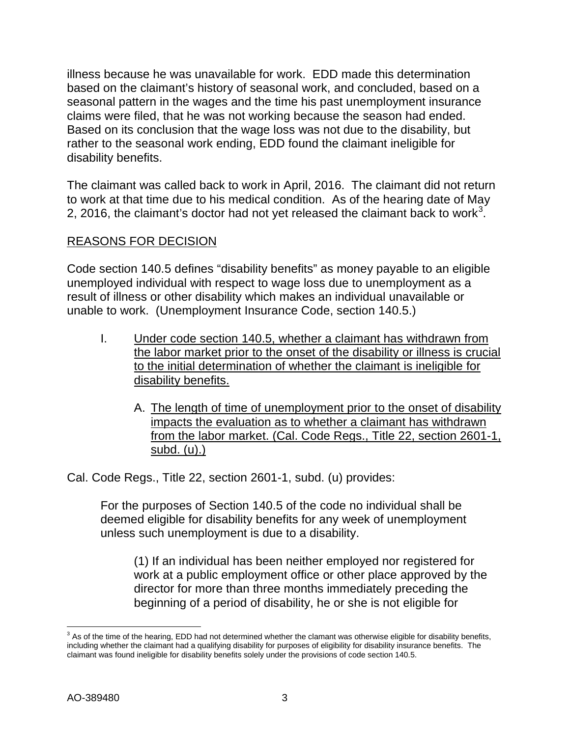illness because he was unavailable for work. EDD made this determination based on the claimant's history of seasonal work, and concluded, based on a seasonal pattern in the wages and the time his past unemployment insurance claims were filed, that he was not working because the season had ended. Based on its conclusion that the wage loss was not due to the disability, but rather to the seasonal work ending, EDD found the claimant ineligible for disability benefits.

The claimant was called back to work in April, 2016. The claimant did not return to work at that time due to his medical condition. As of the hearing date of May 2, 2016, the claimant's doctor had not yet released the claimant back to work[3].

## <u>REASONS FOR DECISION</u>

Code section 140.5 defines "disability benefits" as money payable to an eligible unemployed individual with respect to wage loss due to unemployment as a result of illness or other disability which makes an individual unavailable or unable to work. (Unemployment Insurance Code, section 140.5.)

I. <u>Under code section 140.5, whether a claimant has withdrawn from the labor market prior to the onset of the disability or illness is crucial to the initial determination of whether the claimant is ineligible for disability benefits.</u>

   A. <u>The length of time of unemployment prior to the onset of disability impacts the evaluation as to whether a claimant has withdrawn from the labor market. (Cal. Code Regs., Title 22, section 2601-1, subd. (u).)</u>

Cal. Code Regs., Title 22, section 2601-1, subd. (u) provides:

> For the purposes of Section 140.5 of the code no individual shall be deemed eligible for disability benefits for any week of unemployment unless such unemployment is due to a disability.
>
> > (1) If an individual has been neither employed nor registered for work at a public employment office or other place approved by the director for more than three months immediately preceding the beginning of a period of disability, he or she is not eligible for

---

[3] As of the time of the hearing, EDD had not determined whether the clamant was otherwise eligible for disability benefits, including whether the claimant had a qualifying disability for purposes of eligibility for disability insurance benefits. The claimant was found ineligible for disability benefits solely under the provisions of code section 140.5.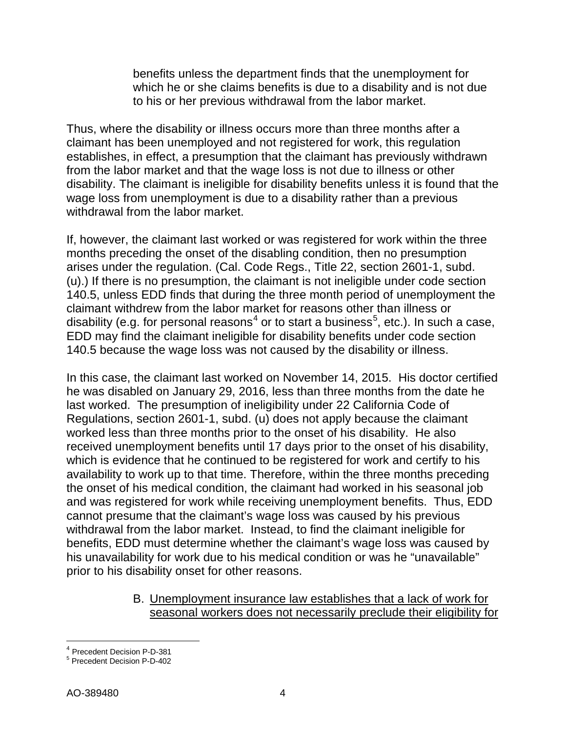> benefits unless the department finds that the unemployment for which he or she claims benefits is due to a disability and is not due to his or her previous withdrawal from the labor market.

Thus, where the disability or illness occurs more than three months after a claimant has been unemployed and not registered for work, this regulation establishes, in effect, a presumption that the claimant has previously withdrawn from the labor market and that the wage loss is not due to illness or other disability. The claimant is ineligible for disability benefits unless it is found that the wage loss from unemployment is due to a disability rather than a previous withdrawal from the labor market.

If, however, the claimant last worked or was registered for work within the three months preceding the onset of the disabling condition, then no presumption arises under the regulation. (Cal. Code Regs., Title 22, section 2601-1, subd. (u).) If there is no presumption, the claimant is not ineligible under code section 140.5, unless EDD finds that during the three month period of unemployment the claimant withdrew from the labor market for reasons other than illness or disability (e.g. for personal reasons[4] or to start a business[5], etc.). In such a case, EDD may find the claimant ineligible for disability benefits under code section 140.5 because the wage loss was not caused by the disability or illness.

In this case, the claimant last worked on November 14, 2015. His doctor certified he was disabled on January 29, 2016, less than three months from the date he last worked. The presumption of ineligibility under 22 California Code of Regulations, section 2601-1, subd. (u) does not apply because the claimant worked less than three months prior to the onset of his disability. He also received unemployment benefits until 17 days prior to the onset of his disability, which is evidence that he continued to be registered for work and certify to his availability to work up to that time. Therefore, within the three months preceding the onset of his medical condition, the claimant had worked in his seasonal job and was registered for work while receiving unemployment benefits. Thus, EDD cannot presume that the claimant's wage loss was caused by his previous withdrawal from the labor market. Instead, to find the claimant ineligible for benefits, EDD must determine whether the claimant's wage loss was caused by his unavailability for work due to his medical condition or was he "unavailable" prior to his disability onset for other reasons.

B. <u>Unemployment insurance law establishes that a lack of work for seasonal workers does not necessarily preclude their eligibility for</u>

---

[4] Precedent Decision P-D-381

[5] Precedent Decision P-D-402

AO-389480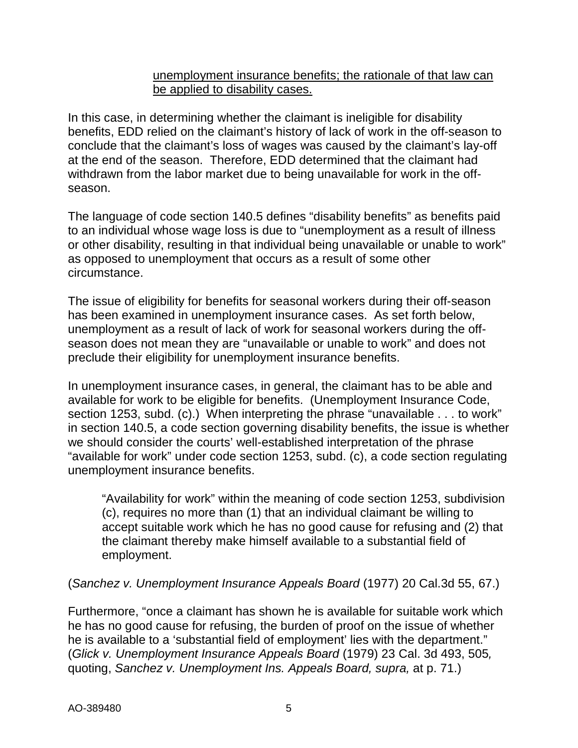<u>unemployment insurance benefits; the rationale of that law can be applied to disability cases.</u>

In this case, in determining whether the claimant is ineligible for disability benefits, EDD relied on the claimant's history of lack of work in the off-season to conclude that the claimant's loss of wages was caused by the claimant's lay-off at the end of the season. Therefore, EDD determined that the claimant had withdrawn from the labor market due to being unavailable for work in the off-season.

The language of code section 140.5 defines "disability benefits" as benefits paid to an individual whose wage loss is due to "unemployment as a result of illness or other disability, resulting in that individual being unavailable or unable to work" as opposed to unemployment that occurs as a result of some other circumstance.

The issue of eligibility for benefits for seasonal workers during their off-season has been examined in unemployment insurance cases. As set forth below, unemployment as a result of lack of work for seasonal workers during the off-season does not mean they are "unavailable or unable to work" and does not preclude their eligibility for unemployment insurance benefits.

In unemployment insurance cases, in general, the claimant has to be able and available for work to be eligible for benefits. (Unemployment Insurance Code, section 1253, subd. (c).) When interpreting the phrase "unavailable . . . to work" in section 140.5, a code section governing disability benefits, the issue is whether we should consider the courts' well-established interpretation of the phrase "available for work" under code section 1253, subd. (c), a code section regulating unemployment insurance benefits.

> "Availability for work" within the meaning of code section 1253, subdivision (c), requires no more than (1) that an individual claimant be willing to accept suitable work which he has no good cause for refusing and (2) that the claimant thereby make himself available to a substantial field of employment.

(*Sanchez v. Unemployment Insurance Appeals Board* (1977) 20 Cal.3d 55, 67.)

Furthermore, "once a claimant has shown he is available for suitable work which he has no good cause for refusing, the burden of proof on the issue of whether he is available to a 'substantial field of employment' lies with the department." (*Glick v. Unemployment Insurance Appeals Board* (1979) 23 Cal. 3d 493, 505*,* quoting, *Sanchez v. Unemployment Ins. Appeals Board, supra,* at p. 71.)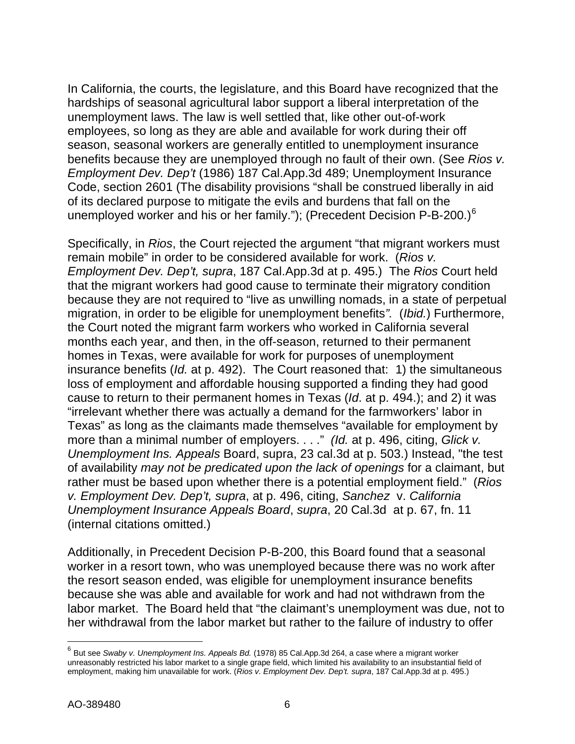In California, the courts, the legislature, and this Board have recognized that the hardships of seasonal agricultural labor support a liberal interpretation of the unemployment laws. The law is well settled that, like other out-of-work employees, so long as they are able and available for work during their off season, seasonal workers are generally entitled to unemployment insurance benefits because they are unemployed through no fault of their own. (See *Rios v. Employment Dev. Dep't* (1986) 187 Cal.App.3d 489; Unemployment Insurance Code, section 2601 (The disability provisions "shall be construed liberally in aid of its declared purpose to mitigate the evils and burdens that fall on the unemployed worker and his or her family."); (Precedent Decision P-B-200.)[6]

Specifically, in *Rios*, the Court rejected the argument "that migrant workers must remain mobile" in order to be considered available for work. (*Rios v. Employment Dev. Dep't, supra*, 187 Cal.App.3d at p. 495.) The *Rios* Court held that the migrant workers had good cause to terminate their migratory condition because they are not required to "live as unwilling nomads, in a state of perpetual migration, in order to be eligible for unemployment benefits*".* (*Ibid.*) Furthermore, the Court noted the migrant farm workers who worked in California several months each year, and then, in the off-season, returned to their permanent homes in Texas, were available for work for purposes of unemployment insurance benefits (*Id.* at p. 492). The Court reasoned that: 1) the simultaneous loss of employment and affordable housing supported a finding they had good cause to return to their permanent homes in Texas (*Id*. at p. 494.); and 2) it was "irrelevant whether there was actually a demand for the farmworkers' labor in Texas" as long as the claimants made themselves "available for employment by more than a minimal number of employers. . . ." *(Id.* at p. 496, citing, *Glick v. Unemployment Ins. Appeals* Board, supra, 23 cal.3d at p. 503.) Instead, "the test of availability *may not be predicated upon the lack of openings* for a claimant, but rather must be based upon whether there is a potential employment field." (*Rios v. Employment Dev. Dep't, supra*, at p. 496, citing, *Sanchez* v. *California Unemployment Insurance Appeals Board*, *supra*, 20 Cal.3d at p. 67, fn. 11 (internal citations omitted.)

Additionally, in Precedent Decision P-B-200, this Board found that a seasonal worker in a resort town, who was unemployed because there was no work after the resort season ended, was eligible for unemployment insurance benefits because she was able and available for work and had not withdrawn from the labor market. The Board held that "the claimant's unemployment was due, not to her withdrawal from the labor market but rather to the failure of industry to offer

---

[6] But see *Swaby v. Unemployment Ins. Appeals Bd.* (1978) 85 Cal.App.3d 264, a case where a migrant worker unreasonably restricted his labor market to a single grape field, which limited his availability to an insubstantial field of employment, making him unavailable for work. (*Rios v. Employment Dev. Dep't. supra*, 187 Cal.App.3d at p. 495.)

AO-389480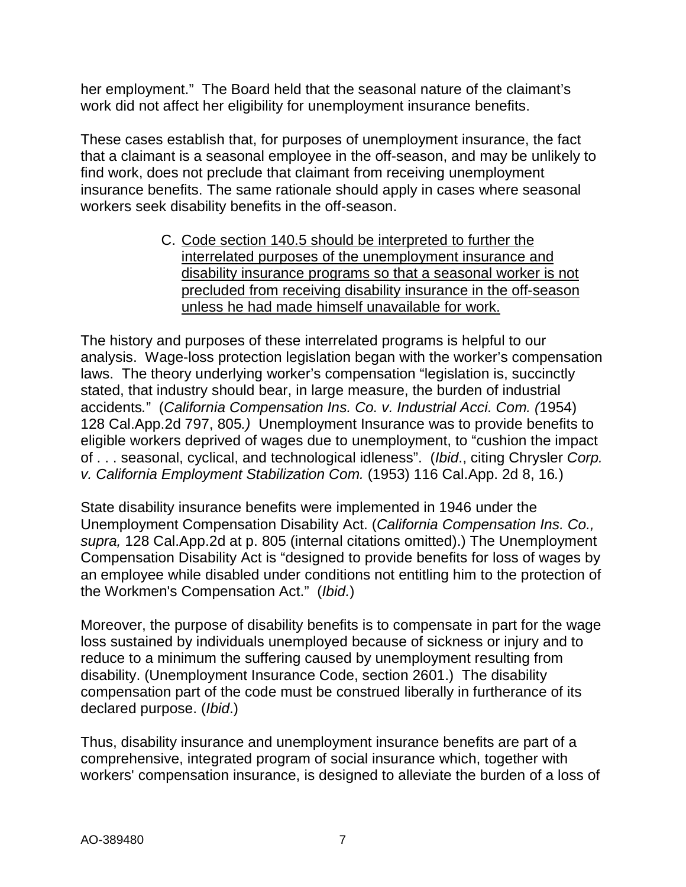her employment." The Board held that the seasonal nature of the claimant's work did not affect her eligibility for unemployment insurance benefits.

These cases establish that, for purposes of unemployment insurance, the fact that a claimant is a seasonal employee in the off-season, and may be unlikely to find work, does not preclude that claimant from receiving unemployment insurance benefits. The same rationale should apply in cases where seasonal workers seek disability benefits in the off-season.

C. <u>Code section 140.5 should be interpreted to further the interrelated purposes of the unemployment insurance and disability insurance programs so that a seasonal worker is not precluded from receiving disability insurance in the off-season unless he had made himself unavailable for work.</u>

The history and purposes of these interrelated programs is helpful to our analysis. Wage-loss protection legislation began with the worker's compensation laws. The theory underlying worker's compensation "legislation is, succinctly stated, that industry should bear, in large measure, the burden of industrial accidents." (*California Compensation Ins. Co. v. Industrial Acci. Com. (*1954) 128 Cal.App.2d 797, 805*.)* Unemployment Insurance was to provide benefits to eligible workers deprived of wages due to unemployment, to "cushion the impact of . . . seasonal, cyclical, and technological idleness". (*Ibid*., citing Chrysler *Corp. v. California Employment Stabilization Com.* (1953) 116 Cal.App. 2d 8, 16*.*)

State disability insurance benefits were implemented in 1946 under the Unemployment Compensation Disability Act. (*California Compensation Ins. Co., supra,* 128 Cal.App.2d at p. 805 (internal citations omitted).) The Unemployment Compensation Disability Act is "designed to provide benefits for loss of wages by an employee while disabled under conditions not entitling him to the protection of the Workmen's Compensation Act." (*Ibid.*)

Moreover, the purpose of disability benefits is to compensate in part for the wage loss sustained by individuals unemployed because of sickness or injury and to reduce to a minimum the suffering caused by unemployment resulting from disability. (Unemployment Insurance Code, section 2601.) The disability compensation part of the code must be construed liberally in furtherance of its declared purpose. (*Ibid*.)

Thus, disability insurance and unemployment insurance benefits are part of a comprehensive, integrated program of social insurance which, together with workers' compensation insurance, is designed to alleviate the burden of a loss of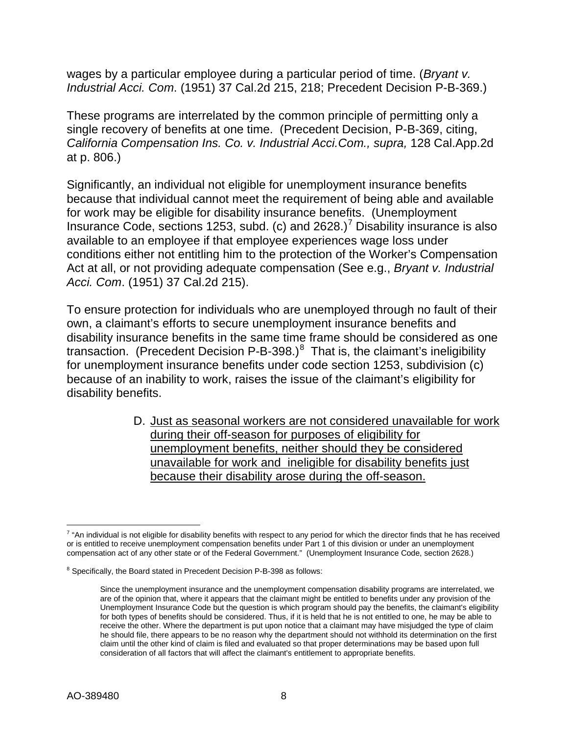wages by a particular employee during a particular period of time. (*Bryant v. Industrial Acci. Com*. (1951) 37 Cal.2d 215, 218; Precedent Decision P-B-369.)

These programs are interrelated by the common principle of permitting only a single recovery of benefits at one time. (Precedent Decision, P-B-369, citing, *California Compensation Ins. Co. v. Industrial Acci.Com., supra,* 128 Cal.App.2d at p. 806.)

Significantly, an individual not eligible for unemployment insurance benefits because that individual cannot meet the requirement of being able and available for work may be eligible for disability insurance benefits. (Unemployment Insurance Code, sections 1253, subd. (c) and 2628.)[7] Disability insurance is also available to an employee if that employee experiences wage loss under conditions either not entitling him to the protection of the Worker's Compensation Act at all, or not providing adequate compensation (See e.g., *Bryant v. Industrial Acci. Com*. (1951) 37 Cal.2d 215).

To ensure protection for individuals who are unemployed through no fault of their own, a claimant's efforts to secure unemployment insurance benefits and disability insurance benefits in the same time frame should be considered as one transaction. (Precedent Decision P-B-398.)[8] That is, the claimant's ineligibility for unemployment insurance benefits under code section 1253, subdivision (c) because of an inability to work, raises the issue of the claimant's eligibility for disability benefits.

D. <u>Just as seasonal workers are not considered unavailable for work during their off-season for purposes of eligibility for unemployment benefits, neither should they be considered unavailable for work and ineligible for disability benefits just because their disability arose during the off-season.</u>

---

[7] "An individual is not eligible for disability benefits with respect to any period for which the director finds that he has received or is entitled to receive unemployment compensation benefits under Part 1 of this division or under an unemployment compensation act of any other state or of the Federal Government." (Unemployment Insurance Code, section 2628.)

[8] Specifically, the Board stated in Precedent Decision P-B-398 as follows:

> Since the unemployment insurance and the unemployment compensation disability programs are interrelated, we are of the opinion that, where it appears that the claimant might be entitled to benefits under any provision of the Unemployment Insurance Code but the question is which program should pay the benefits, the claimant's eligibility for both types of benefits should be considered. Thus, if it is held that he is not entitled to one, he may be able to receive the other. Where the department is put upon notice that a claimant may have misjudged the type of claim he should file, there appears to be no reason why the department should not withhold its determination on the first claim until the other kind of claim is filed and evaluated so that proper determinations may be based upon full consideration of all factors that will affect the claimant's entitlement to appropriate benefits.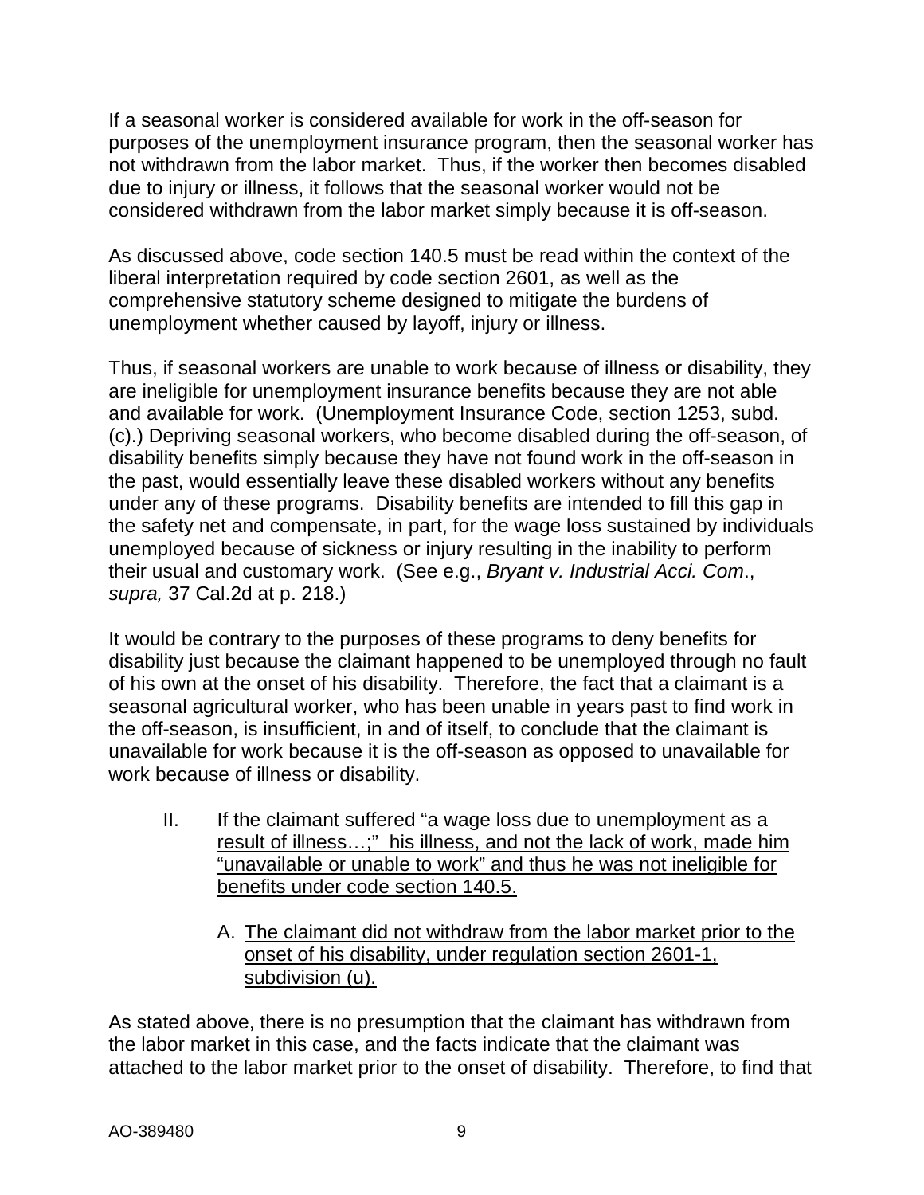If a seasonal worker is considered available for work in the off-season for purposes of the unemployment insurance program, then the seasonal worker has not withdrawn from the labor market. Thus, if the worker then becomes disabled due to injury or illness, it follows that the seasonal worker would not be considered withdrawn from the labor market simply because it is off-season.

As discussed above, code section 140.5 must be read within the context of the liberal interpretation required by code section 2601, as well as the comprehensive statutory scheme designed to mitigate the burdens of unemployment whether caused by layoff, injury or illness.

Thus, if seasonal workers are unable to work because of illness or disability, they are ineligible for unemployment insurance benefits because they are not able and available for work. (Unemployment Insurance Code, section 1253, subd. (c).) Depriving seasonal workers, who become disabled during the off-season, of disability benefits simply because they have not found work in the off-season in the past, would essentially leave these disabled workers without any benefits under any of these programs. Disability benefits are intended to fill this gap in the safety net and compensate, in part, for the wage loss sustained by individuals unemployed because of sickness or injury resulting in the inability to perform their usual and customary work. (See e.g., *Bryant v. Industrial Acci. Com*., *supra,* 37 Cal.2d at p. 218.)

It would be contrary to the purposes of these programs to deny benefits for disability just because the claimant happened to be unemployed through no fault of his own at the onset of his disability. Therefore, the fact that a claimant is a seasonal agricultural worker, who has been unable in years past to find work in the off-season, is insufficient, in and of itself, to conclude that the claimant is unavailable for work because it is the off-season as opposed to unavailable for work because of illness or disability.

II. <u>If the claimant suffered "a wage loss due to unemployment as a result of illness…;" his illness, and not the lack of work, made him "unavailable or unable to work" and thus he was not ineligible for benefits under code section 140.5.</u>

A. <u>The claimant did not withdraw from the labor market prior to the onset of his disability, under regulation section 2601-1, subdivision (u).</u>

As stated above, there is no presumption that the claimant has withdrawn from the labor market in this case, and the facts indicate that the claimant was attached to the labor market prior to the onset of disability. Therefore, to find that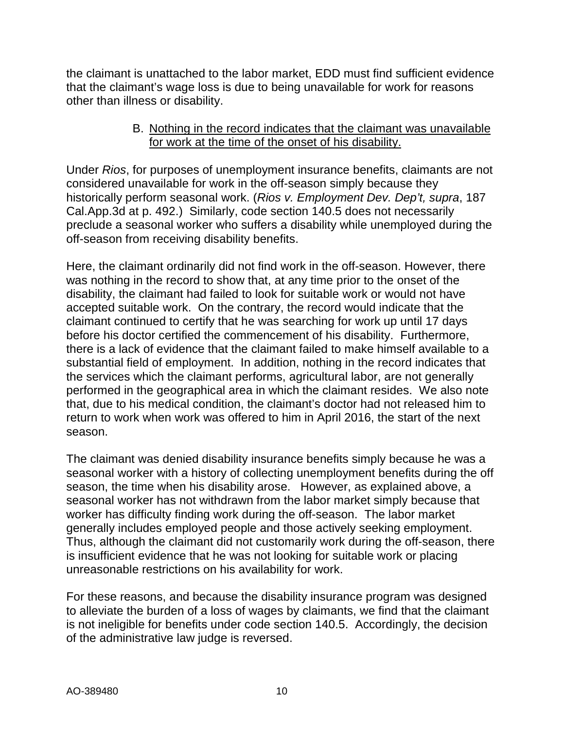the claimant is unattached to the labor market, EDD must find sufficient evidence that the claimant's wage loss is due to being unavailable for work for reasons other than illness or disability.

B. <u>Nothing in the record indicates that the claimant was unavailable for work at the time of the onset of his disability.</u>

Under *Rios*, for purposes of unemployment insurance benefits, claimants are not considered unavailable for work in the off-season simply because they historically perform seasonal work. (*Rios v. Employment Dev. Dep't, supra*, 187 Cal.App.3d at p. 492.) Similarly, code section 140.5 does not necessarily preclude a seasonal worker who suffers a disability while unemployed during the off-season from receiving disability benefits.

Here, the claimant ordinarily did not find work in the off-season. However, there was nothing in the record to show that, at any time prior to the onset of the disability, the claimant had failed to look for suitable work or would not have accepted suitable work. On the contrary, the record would indicate that the claimant continued to certify that he was searching for work up until 17 days before his doctor certified the commencement of his disability. Furthermore, there is a lack of evidence that the claimant failed to make himself available to a substantial field of employment. In addition, nothing in the record indicates that the services which the claimant performs, agricultural labor, are not generally performed in the geographical area in which the claimant resides. We also note that, due to his medical condition, the claimant's doctor had not released him to return to work when work was offered to him in April 2016, the start of the next season.

The claimant was denied disability insurance benefits simply because he was a seasonal worker with a history of collecting unemployment benefits during the off season, the time when his disability arose. However, as explained above, a seasonal worker has not withdrawn from the labor market simply because that worker has difficulty finding work during the off-season. The labor market generally includes employed people and those actively seeking employment. Thus, although the claimant did not customarily work during the off-season, there is insufficient evidence that he was not looking for suitable work or placing unreasonable restrictions on his availability for work.

For these reasons, and because the disability insurance program was designed to alleviate the burden of a loss of wages by claimants, we find that the claimant is not ineligible for benefits under code section 140.5. Accordingly, the decision of the administrative law judge is reversed.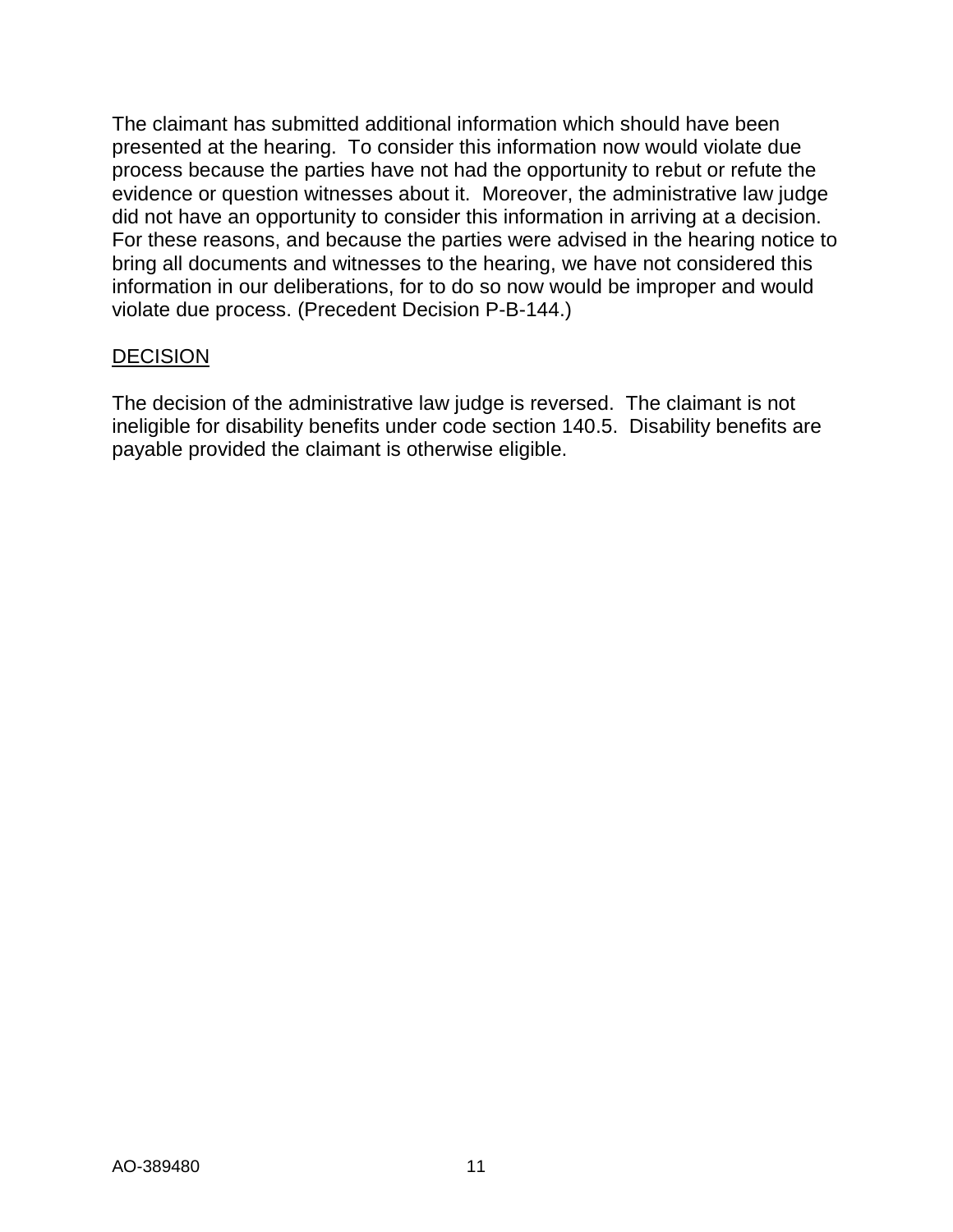The claimant has submitted additional information which should have been presented at the hearing. To consider this information now would violate due process because the parties have not had the opportunity to rebut or refute the evidence or question witnesses about it. Moreover, the administrative law judge did not have an opportunity to consider this information in arriving at a decision. For these reasons, and because the parties were advised in the hearing notice to bring all documents and witnesses to the hearing, we have not considered this information in our deliberations, for to do so now would be improper and would violate due process. (Precedent Decision P-B-144.)

## DECISION

The decision of the administrative law judge is reversed. The claimant is not ineligible for disability benefits under code section 140.5. Disability benefits are payable provided the claimant is otherwise eligible.